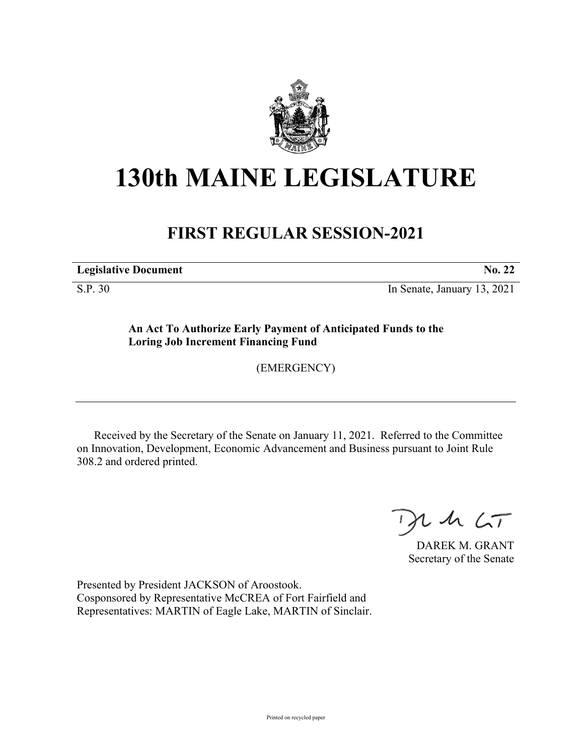# 130th MAINE LEGISLATURE

## FIRST REGULAR SESSION-2021

| **Legislative Document** | **No. 22** |
|---|---|
| S.P. 30 | In Senate, January 13, 2021 |

**An Act To Authorize Early Payment of Anticipated Funds to the Loring Job Increment Financing Fund**

(EMERGENCY)

---

Received by the Secretary of the Senate on January 11, 2021. Referred to the Committee on Innovation, Development, Economic Advancement and Business pursuant to Joint Rule 308.2 and ordered printed.

DAREK M. GRANT
Secretary of the Senate

Presented by President JACKSON of Aroostook.
Cosponsored by Representative McCREA of Fort Fairfield and
Representatives: MARTIN of Eagle Lake, MARTIN of Sinclair.

Printed on recycled paper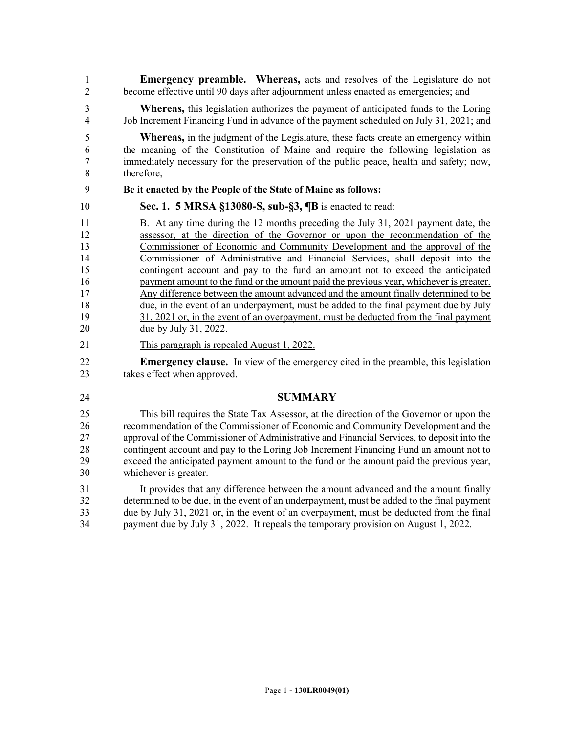**Emergency preamble. Whereas,** acts and resolves of the Legislature do not become effective until 90 days after adjournment unless enacted as emergencies; and

**Whereas,** this legislation authorizes the payment of anticipated funds to the Loring Job Increment Financing Fund in advance of the payment scheduled on July 31, 2021; and

**Whereas,** in the judgment of the Legislature, these facts create an emergency within the meaning of the Constitution of Maine and require the following legislation as immediately necessary for the preservation of the public peace, health and safety; now, therefore,

**Be it enacted by the People of the State of Maine as follows:**

**Sec. 1. 5 MRSA §13080-S, sub-§3, ¶B** is enacted to read:

B. At any time during the 12 months preceding the July 31, 2021 payment date, the assessor, at the direction of the Governor or upon the recommendation of the Commissioner of Economic and Community Development and the approval of the Commissioner of Administrative and Financial Services, shall deposit into the contingent account and pay to the fund an amount not to exceed the anticipated payment amount to the fund or the amount paid the previous year, whichever is greater. Any difference between the amount advanced and the amount finally determined to be due, in the event of an underpayment, must be added to the final payment due by July 31, 2021 or, in the event of an overpayment, must be deducted from the final payment due by July 31, 2022.

This paragraph is repealed August 1, 2022.

**Emergency clause.** In view of the emergency cited in the preamble, this legislation takes effect when approved.

## SUMMARY

This bill requires the State Tax Assessor, at the direction of the Governor or upon the recommendation of the Commissioner of Economic and Community Development and the approval of the Commissioner of Administrative and Financial Services, to deposit into the contingent account and pay to the Loring Job Increment Financing Fund an amount not to exceed the anticipated payment amount to the fund or the amount paid the previous year, whichever is greater.

It provides that any difference between the amount advanced and the amount finally determined to be due, in the event of an underpayment, must be added to the final payment due by July 31, 2021 or, in the event of an overpayment, must be deducted from the final payment due by July 31, 2022. It repeals the temporary provision on August 1, 2022.